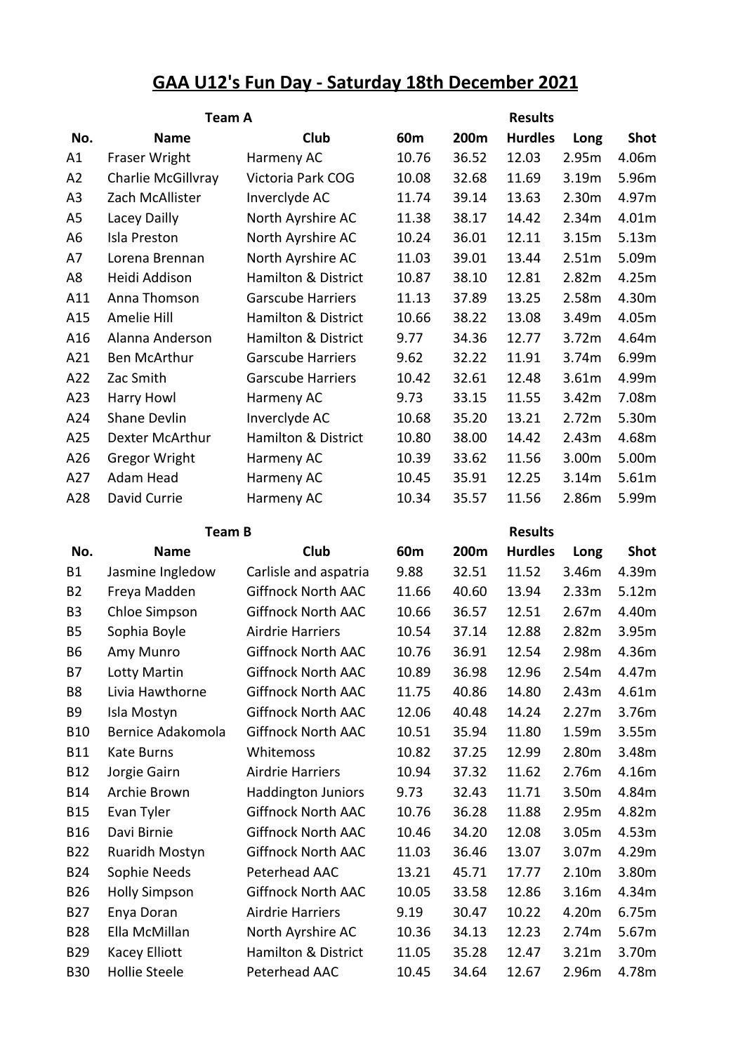# GAA U12's Fun Day - Saturday 18th December 2021

| Team A | | | Results | | | | |
|---|---|---|---|---|---|---|---|
| No. | Name | Club | 60m | 200m | Hurdles | Long | Shot |
| A1 | Fraser Wright | Harmeny AC | 10.76 | 36.52 | 12.03 | 2.95m | 4.06m |
| A2 | Charlie McGillvray | Victoria Park COG | 10.08 | 32.68 | 11.69 | 3.19m | 5.96m |
| A3 | Zach McAllister | Inverclyde AC | 11.74 | 39.14 | 13.63 | 2.30m | 4.97m |
| A5 | Lacey Dailly | North Ayrshire AC | 11.38 | 38.17 | 14.42 | 2.34m | 4.01m |
| A6 | Isla Preston | North Ayrshire AC | 10.24 | 36.01 | 12.11 | 3.15m | 5.13m |
| A7 | Lorena Brennan | North Ayrshire AC | 11.03 | 39.01 | 13.44 | 2.51m | 5.09m |
| A8 | Heidi Addison | Hamilton & District | 10.87 | 38.10 | 12.81 | 2.82m | 4.25m |
| A11 | Anna Thomson | Garscube Harriers | 11.13 | 37.89 | 13.25 | 2.58m | 4.30m |
| A15 | Amelie Hill | Hamilton & District | 10.66 | 38.22 | 13.08 | 3.49m | 4.05m |
| A16 | Alanna Anderson | Hamilton & District | 9.77 | 34.36 | 12.77 | 3.72m | 4.64m |
| A21 | Ben McArthur | Garscube Harriers | 9.62 | 32.22 | 11.91 | 3.74m | 6.99m |
| A22 | Zac Smith | Garscube Harriers | 10.42 | 32.61 | 12.48 | 3.61m | 4.99m |
| A23 | Harry Howl | Harmeny AC | 9.73 | 33.15 | 11.55 | 3.42m | 7.08m |
| A24 | Shane Devlin | Inverclyde AC | 10.68 | 35.20 | 13.21 | 2.72m | 5.30m |
| A25 | Dexter McArthur | Hamilton & District | 10.80 | 38.00 | 14.42 | 2.43m | 4.68m |
| A26 | Gregor Wright | Harmeny AC | 10.39 | 33.62 | 11.56 | 3.00m | 5.00m |
| A27 | Adam Head | Harmeny AC | 10.45 | 35.91 | 12.25 | 3.14m | 5.61m |
| A28 | David Currie | Harmeny AC | 10.34 | 35.57 | 11.56 | 2.86m | 5.99m |

| Team B | | | Results | | | | |
|---|---|---|---|---|---|---|---|
| No. | Name | Club | 60m | 200m | Hurdles | Long | Shot |
| B1 | Jasmine Ingledow | Carlisle and aspatria | 9.88 | 32.51 | 11.52 | 3.46m | 4.39m |
| B2 | Freya Madden | Giffnock North AAC | 11.66 | 40.60 | 13.94 | 2.33m | 5.12m |
| B3 | Chloe Simpson | Giffnock North AAC | 10.66 | 36.57 | 12.51 | 2.67m | 4.40m |
| B5 | Sophia Boyle | Airdrie Harriers | 10.54 | 37.14 | 12.88 | 2.82m | 3.95m |
| B6 | Amy Munro | Giffnock North AAC | 10.76 | 36.91 | 12.54 | 2.98m | 4.36m |
| B7 | Lotty Martin | Giffnock North AAC | 10.89 | 36.98 | 12.96 | 2.54m | 4.47m |
| B8 | Livia Hawthorne | Giffnock North AAC | 11.75 | 40.86 | 14.80 | 2.43m | 4.61m |
| B9 | Isla Mostyn | Giffnock North AAC | 12.06 | 40.48 | 14.24 | 2.27m | 3.76m |
| B10 | Bernice Adakomola | Giffnock North AAC | 10.51 | 35.94 | 11.80 | 1.59m | 3.55m |
| B11 | Kate Burns | Whitemoss | 10.82 | 37.25 | 12.99 | 2.80m | 3.48m |
| B12 | Jorgie Gairn | Airdrie Harriers | 10.94 | 37.32 | 11.62 | 2.76m | 4.16m |
| B14 | Archie Brown | Haddington Juniors | 9.73 | 32.43 | 11.71 | 3.50m | 4.84m |
| B15 | Evan Tyler | Giffnock North AAC | 10.76 | 36.28 | 11.88 | 2.95m | 4.82m |
| B16 | Davi Birnie | Giffnock North AAC | 10.46 | 34.20 | 12.08 | 3.05m | 4.53m |
| B22 | Ruaridh Mostyn | Giffnock North AAC | 11.03 | 36.46 | 13.07 | 3.07m | 4.29m |
| B24 | Sophie Needs | Peterhead AAC | 13.21 | 45.71 | 17.77 | 2.10m | 3.80m |
| B26 | Holly Simpson | Giffnock North AAC | 10.05 | 33.58 | 12.86 | 3.16m | 4.34m |
| B27 | Enya Doran | Airdrie Harriers | 9.19 | 30.47 | 10.22 | 4.20m | 6.75m |
| B28 | Ella McMillan | North Ayrshire AC | 10.36 | 34.13 | 12.23 | 2.74m | 5.67m |
| B29 | Kacey Elliott | Hamilton & District | 11.05 | 35.28 | 12.47 | 3.21m | 3.70m |
| B30 | Hollie Steele | Peterhead AAC | 10.45 | 34.64 | 12.67 | 2.96m | 4.78m |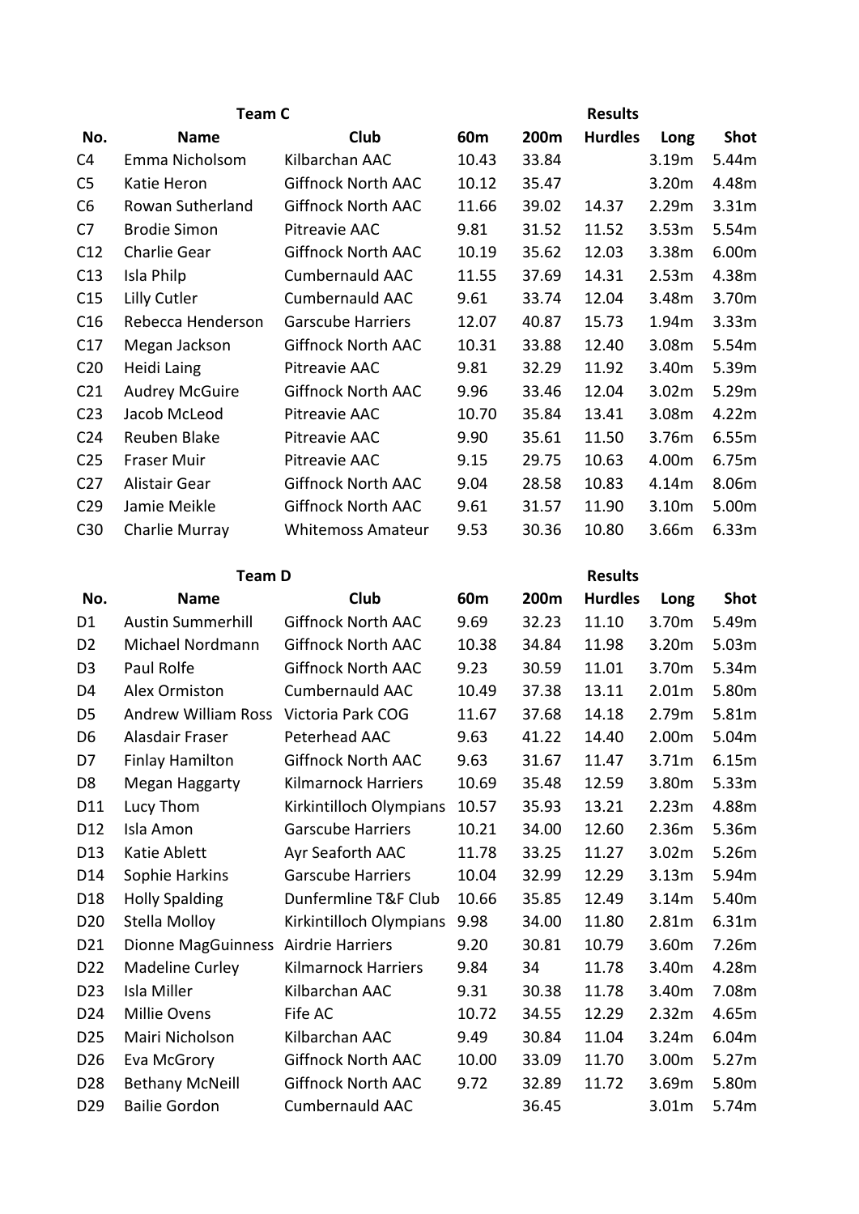| Team C | | | | | Results | | |
|---|---|---|---|---|---|---|---|
| **No.** | **Name** | **Club** | **60m** | **200m** | **Hurdles** | **Long** | **Shot** |
| C4 | Emma Nicholsom | Kilbarchan AAC | 10.43 | 33.84 | | 3.19m | 5.44m |
| C5 | Katie Heron | Giffnock North AAC | 10.12 | 35.47 | | 3.20m | 4.48m |
| C6 | Rowan Sutherland | Giffnock North AAC | 11.66 | 39.02 | 14.37 | 2.29m | 3.31m |
| C7 | Brodie Simon | Pitreavie AAC | 9.81 | 31.52 | 11.52 | 3.53m | 5.54m |
| C12 | Charlie Gear | Giffnock North AAC | 10.19 | 35.62 | 12.03 | 3.38m | 6.00m |
| C13 | Isla Philp | Cumbernauld AAC | 11.55 | 37.69 | 14.31 | 2.53m | 4.38m |
| C15 | Lilly Cutler | Cumbernauld AAC | 9.61 | 33.74 | 12.04 | 3.48m | 3.70m |
| C16 | Rebecca Henderson | Garscube Harriers | 12.07 | 40.87 | 15.73 | 1.94m | 3.33m |
| C17 | Megan Jackson | Giffnock North AAC | 10.31 | 33.88 | 12.40 | 3.08m | 5.54m |
| C20 | Heidi Laing | Pitreavie AAC | 9.81 | 32.29 | 11.92 | 3.40m | 5.39m |
| C21 | Audrey McGuire | Giffnock North AAC | 9.96 | 33.46 | 12.04 | 3.02m | 5.29m |
| C23 | Jacob McLeod | Pitreavie AAC | 10.70 | 35.84 | 13.41 | 3.08m | 4.22m |
| C24 | Reuben Blake | Pitreavie AAC | 9.90 | 35.61 | 11.50 | 3.76m | 6.55m |
| C25 | Fraser Muir | Pitreavie AAC | 9.15 | 29.75 | 10.63 | 4.00m | 6.75m |
| C27 | Alistair Gear | Giffnock North AAC | 9.04 | 28.58 | 10.83 | 4.14m | 8.06m |
| C29 | Jamie Meikle | Giffnock North AAC | 9.61 | 31.57 | 11.90 | 3.10m | 5.00m |
| C30 | Charlie Murray | Whitemoss Amateur | 9.53 | 30.36 | 10.80 | 3.66m | 6.33m |

| Team D | | | | | Results | | |
|---|---|---|---|---|---|---|---|
| **No.** | **Name** | **Club** | **60m** | **200m** | **Hurdles** | **Long** | **Shot** |
| D1 | Austin Summerhill | Giffnock North AAC | 9.69 | 32.23 | 11.10 | 3.70m | 5.49m |
| D2 | Michael Nordmann | Giffnock North AAC | 10.38 | 34.84 | 11.98 | 3.20m | 5.03m |
| D3 | Paul Rolfe | Giffnock North AAC | 9.23 | 30.59 | 11.01 | 3.70m | 5.34m |
| D4 | Alex Ormiston | Cumbernauld AAC | 10.49 | 37.38 | 13.11 | 2.01m | 5.80m |
| D5 | Andrew William Ross | Victoria Park COG | 11.67 | 37.68 | 14.18 | 2.79m | 5.81m |
| D6 | Alasdair Fraser | Peterhead AAC | 9.63 | 41.22 | 14.40 | 2.00m | 5.04m |
| D7 | Finlay Hamilton | Giffnock North AAC | 9.63 | 31.67 | 11.47 | 3.71m | 6.15m |
| D8 | Megan Haggarty | Kilmarnock Harriers | 10.69 | 35.48 | 12.59 | 3.80m | 5.33m |
| D11 | Lucy Thom | Kirkintilloch Olympians | 10.57 | 35.93 | 13.21 | 2.23m | 4.88m |
| D12 | Isla Amon | Garscube Harriers | 10.21 | 34.00 | 12.60 | 2.36m | 5.36m |
| D13 | Katie Ablett | Ayr Seaforth AAC | 11.78 | 33.25 | 11.27 | 3.02m | 5.26m |
| D14 | Sophie Harkins | Garscube Harriers | 10.04 | 32.99 | 12.29 | 3.13m | 5.94m |
| D18 | Holly Spalding | Dunfermline T&F Club | 10.66 | 35.85 | 12.49 | 3.14m | 5.40m |
| D20 | Stella Molloy | Kirkintilloch Olympians | 9.98 | 34.00 | 11.80 | 2.81m | 6.31m |
| D21 | Dionne MagGuinness | Airdrie Harriers | 9.20 | 30.81 | 10.79 | 3.60m | 7.26m |
| D22 | Madeline Curley | Kilmarnock Harriers | 9.84 | 34 | 11.78 | 3.40m | 4.28m |
| D23 | Isla Miller | Kilbarchan AAC | 9.31 | 30.38 | 11.78 | 3.40m | 7.08m |
| D24 | Millie Ovens | Fife AC | 10.72 | 34.55 | 12.29 | 2.32m | 4.65m |
| D25 | Mairi Nicholson | Kilbarchan AAC | 9.49 | 30.84 | 11.04 | 3.24m | 6.04m |
| D26 | Eva McGrory | Giffnock North AAC | 10.00 | 33.09 | 11.70 | 3.00m | 5.27m |
| D28 | Bethany McNeill | Giffnock North AAC | 9.72 | 32.89 | 11.72 | 3.69m | 5.80m |
| D29 | Bailie Gordon | Cumbernauld AAC | | 36.45 | | 3.01m | 5.74m |